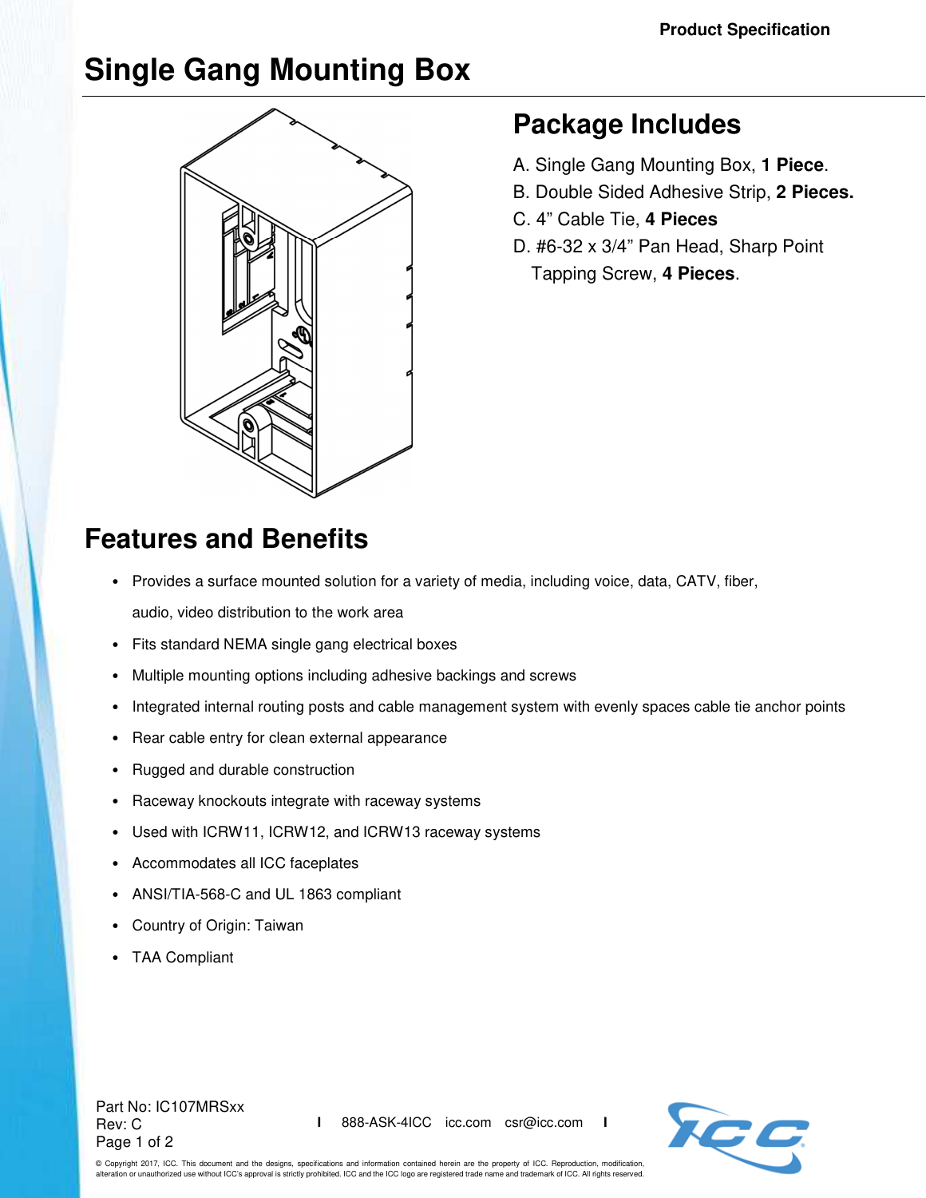Product Specification

# Single Gang Mounting Box

## Package Includes

A. Single Gang Mounting Box, **1 Piece**.
B. Double Sided Adhesive Strip, **2 Pieces.**
C. 4" Cable Tie, **4 Pieces**
D. #6-32 x 3/4" Pan Head, Sharp Point Tapping Screw, **4 Pieces**.

## Features and Benefits

- Provides a surface mounted solution for a variety of media, including voice, data, CATV, fiber, audio, video distribution to the work area
- Fits standard NEMA single gang electrical boxes
- Multiple mounting options including adhesive backings and screws
- Integrated internal routing posts and cable management system with evenly spaces cable tie anchor points
- Rear cable entry for clean external appearance
- Rugged and durable construction
- Raceway knockouts integrate with raceway systems
- Used with ICRW11, ICRW12, and ICRW13 raceway systems
- Accommodates all ICC faceplates
- ANSI/TIA-568-C and UL 1863 compliant
- Country of Origin: Taiwan
- TAA Compliant

Part No: IC107MRSxx
Rev: C

888-ASK-4ICC icc.com csr@icc.com

© Copyright 2017, ICC. This document and the designs, specifications and information contained herein are the property of ICC. Reproduction, modification, alteration or unauthorized use without ICC's approval is strictly prohibited. ICC and the ICC logo are registered trade name and trademark of ICC. All rights reserved.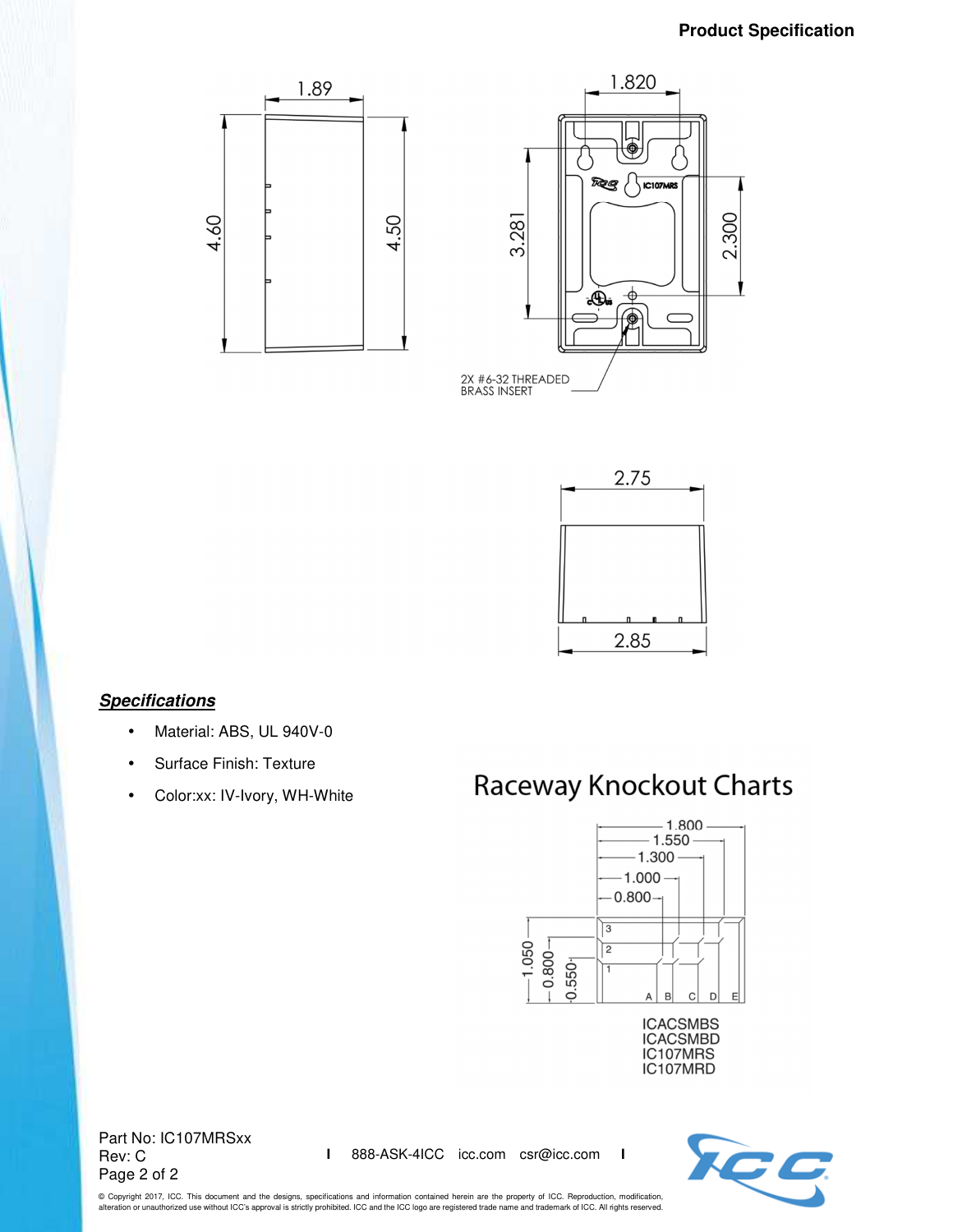**Product Specification**

1.89

4.60

4.50

1.820

3.281

2.300

2X #6-32 THREADED BRASS INSERT

2.75

2.85

## *Specifications*

- Material: ABS, UL 940V-0
- Surface Finish: Texture
- Color:xx: IV-Ivory, WH-White

## Raceway Knockout Charts

1.800
1.550
1.300
1.000
0.800

1.050
0.800
0.550

3
2
1

A B C D E

ICACSMBS
ICACSMBD
IC107MRS
IC107MRD

Part No: IC107MRSxx
Rev: C

888-ASK-4ICC icc.com csr@icc.com

© Copyright 2017, ICC. This document and the designs, specifications and information contained herein are the property of ICC. Reproduction, modification, alteration or unauthorized use without ICC's approval is strictly prohibited. ICC and the ICC logo are registered trade name and trademark of ICC. All rights reserved.